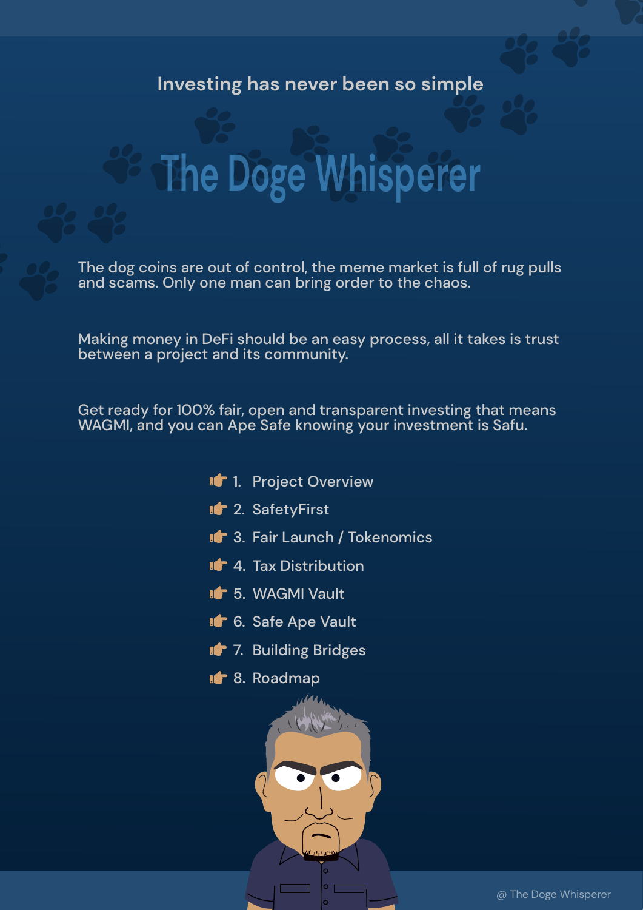Investing has never been so simple

# The Doge Whisperer

The dog coins are out of control, the meme market is full of rug pulls and scams. Only one man can bring order to the chaos.

Making money in DeFi should be an easy process, all it takes is trust between a project and its community.

Get ready for 100% fair, open and transparent investing that means WAGMI, and you can Ape Safe knowing your investment is Safu.

1. Project Overview
2. SafetyFirst
3. Fair Launch / Tokenomics
4. Tax Distribution
5. WAGMI Vault
6. Safe Ape Vault
7. Building Bridges
8. Roadmap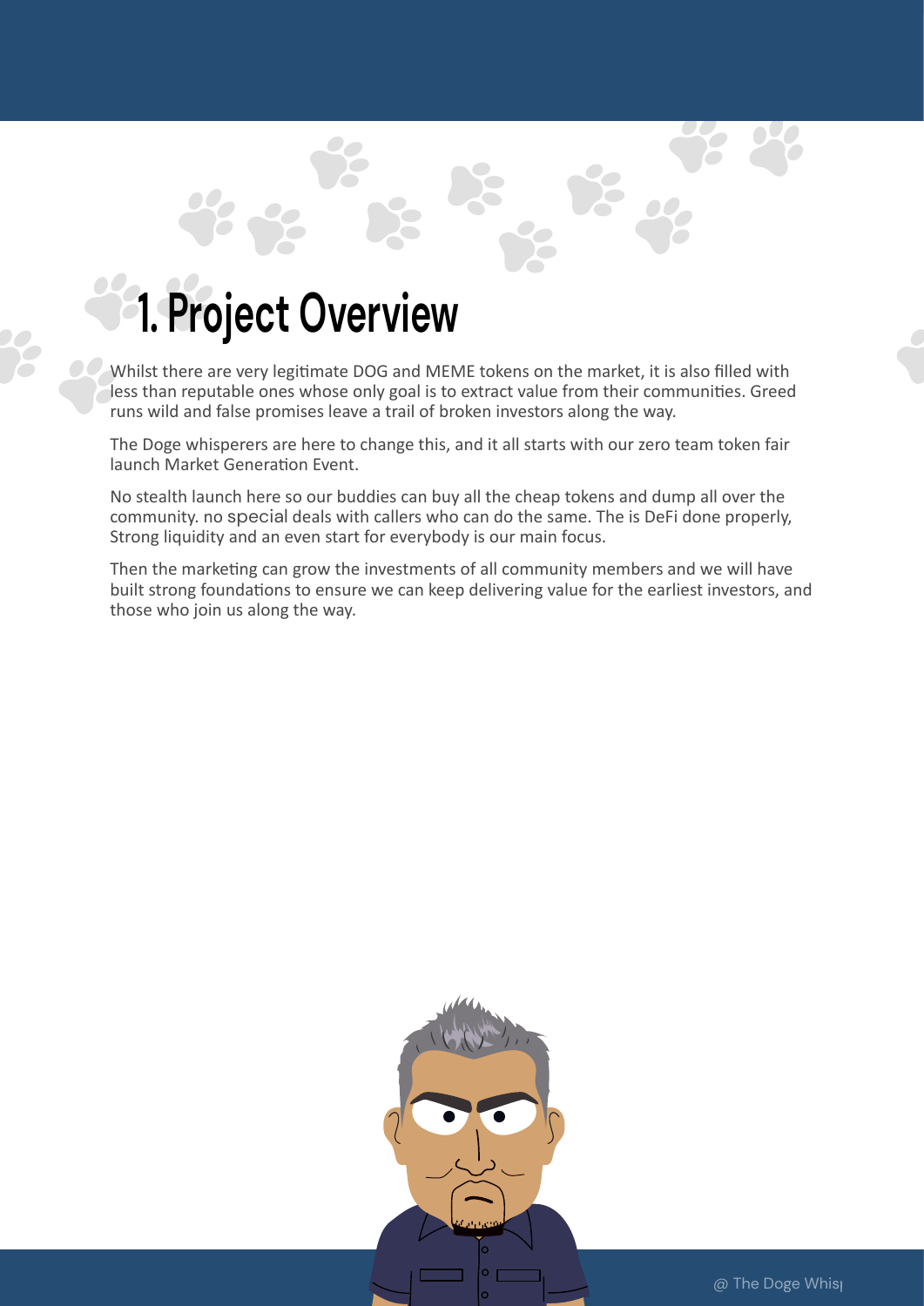# 1. Project Overview

Whilst there are very legitimate DOG and MEME tokens on the market, it is also filled with less than reputable ones whose only goal is to extract value from their communities. Greed runs wild and false promises leave a trail of broken investors along the way.

The Doge whisperers are here to change this, and it all starts with our zero team token fair launch Market Generation Event.

No stealth launch here so our buddies can buy all the cheap tokens and dump all over the community. no special deals with callers who can do the same. The is DeFi done properly, Strong liquidity and an even start for everybody is our main focus.

Then the marketing can grow the investments of all community members and we will have built strong foundations to ensure we can keep delivering value for the earliest investors, and those who join us along the way.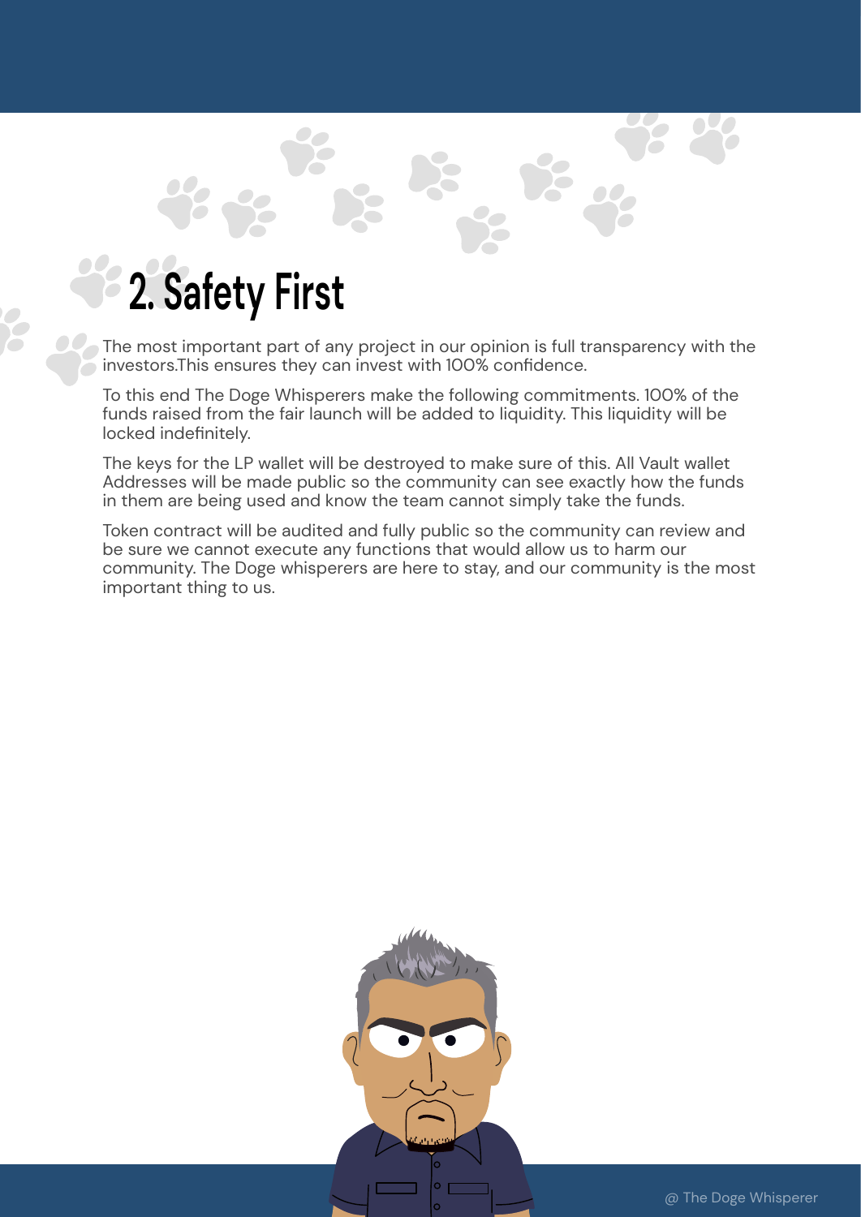# 2. Safety First

The most important part of any project in our opinion is full transparency with the investors.This ensures they can invest with 100% confidence.

To this end The Doge Whisperers make the following commitments. 100% of the funds raised from the fair launch will be added to liquidity. This liquidity will be locked indefinitely.

The keys for the LP wallet will be destroyed to make sure of this. All Vault wallet Addresses will be made public so the community can see exactly how the funds in them are being used and know the team cannot simply take the funds.

Token contract will be audited and fully public so the community can review and be sure we cannot execute any functions that would allow us to harm our community. The Doge whisperers are here to stay, and our community is the most important thing to us.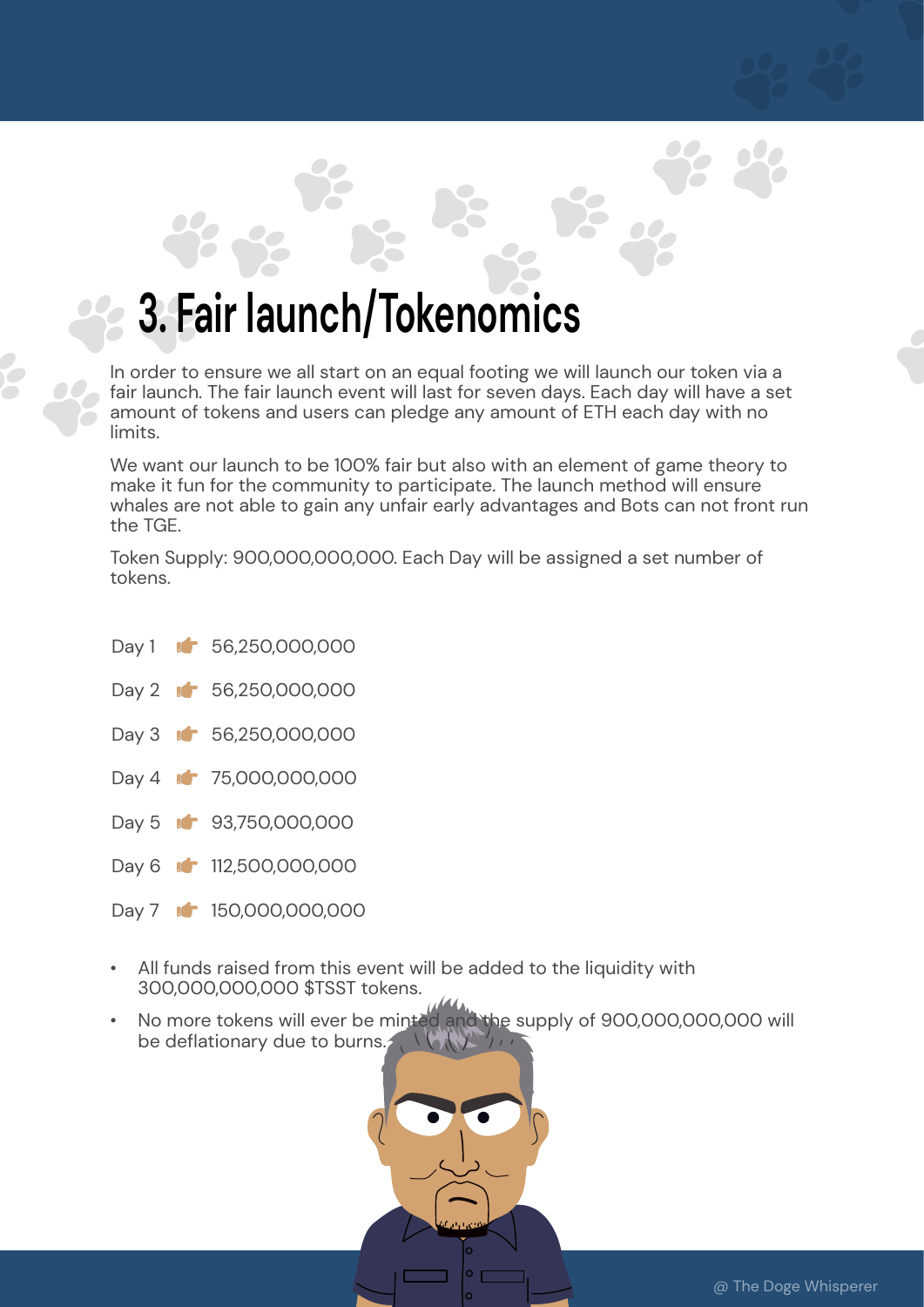# 3. Fair launch/Tokenomics

In order to ensure we all start on an equal footing we will launch our token via a fair launch. The fair launch event will last for seven days. Each day will have a set amount of tokens and users can pledge any amount of ETH each day with no limits.

We want our launch to be 100% fair but also with an element of game theory to make it fun for the community to participate. The launch method will ensure whales are not able to gain any unfair early advantages and Bots can not front run the TGE.

Token Supply: 900,000,000,000. Each Day will be assigned a set number of tokens.

Day 1 👉 56,250,000,000

Day 2 👉 56,250,000,000

Day 3 👉 56,250,000,000

Day 4 👉 75,000,000,000

Day 5 👉 93,750,000,000

Day 6 👉 112,500,000,000

Day 7 👉 150,000,000,000

- All funds raised from this event will be added to the liquidity with 300,000,000,000 $TSST tokens.
- No more tokens will ever be minted and the supply of 900,000,000,000 will be deflationary due to burns.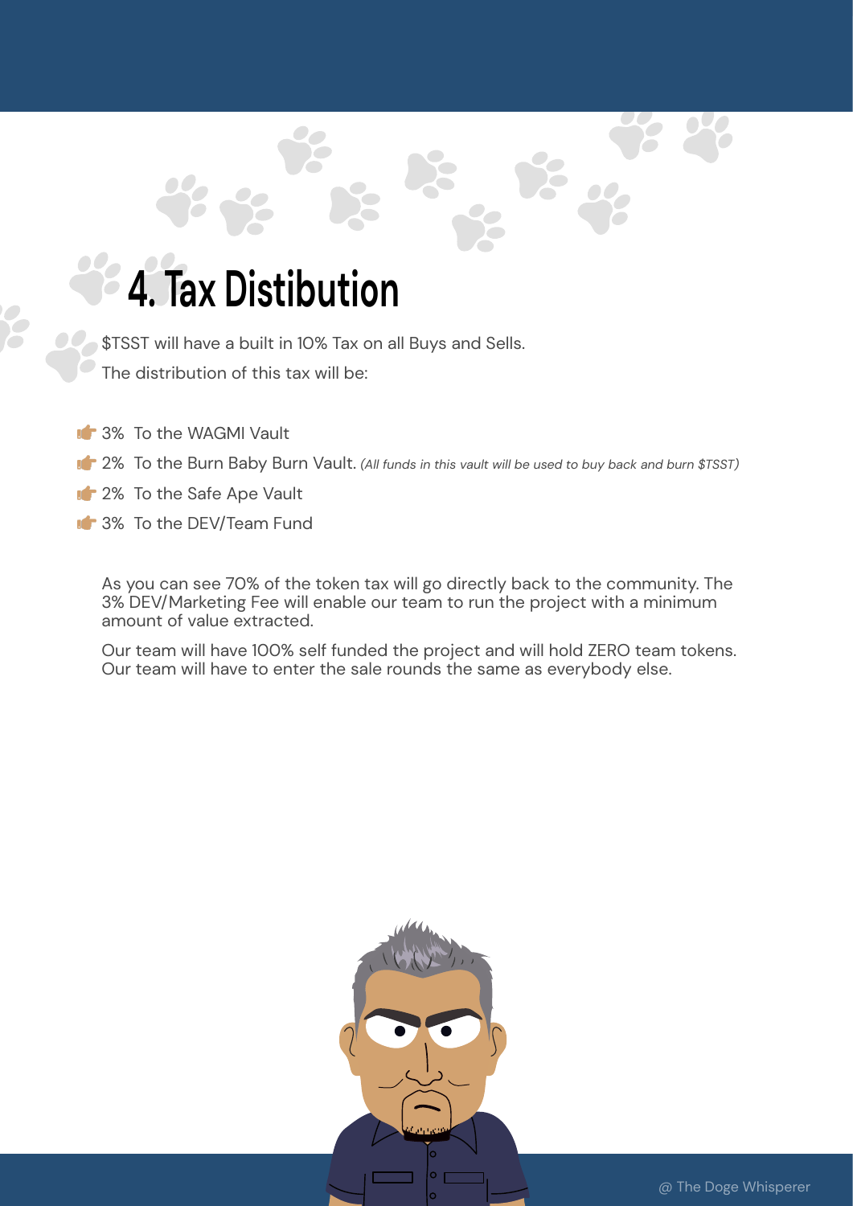# 4. Tax Distibution

$TSST will have a built in 10% Tax on all Buys and Sells.

The distribution of this tax will be:

- 3% To the WAGMI Vault
- 2% To the Burn Baby Burn Vault. *(All funds in this vault will be used to buy back and burn $TSST)*
- 2% To the Safe Ape Vault
- 3% To the DEV/Team Fund

As you can see 70% of the token tax will go directly back to the community. The 3% DEV/Marketing Fee will enable our team to run the project with a minimum amount of value extracted.

Our team will have 100% self funded the project and will hold ZERO team tokens. Our team will have to enter the sale rounds the same as everybody else.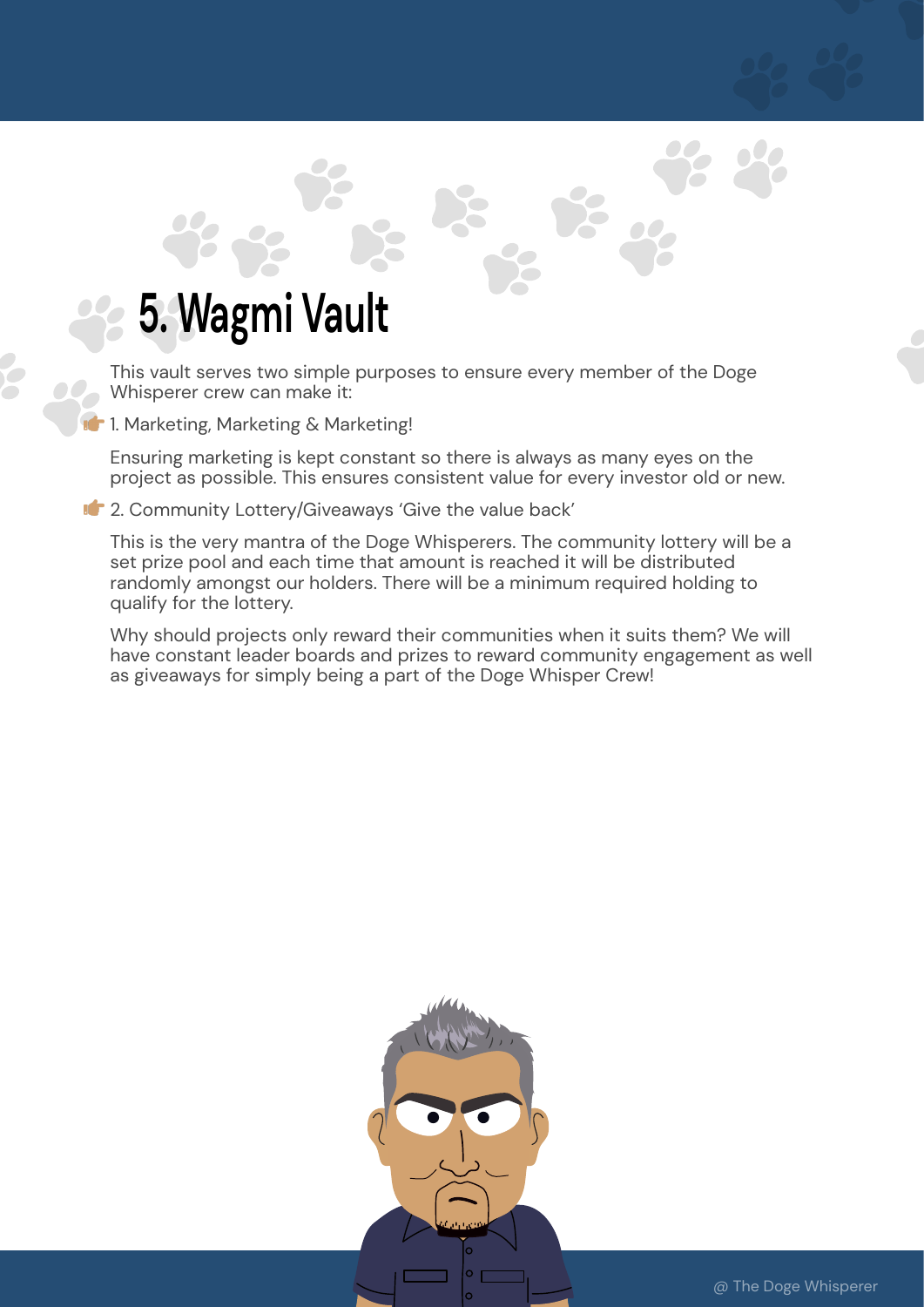# 5. Wagmi Vault

This vault serves two simple purposes to ensure every member of the Doge Whisperer crew can make it:

👉 1. Marketing, Marketing & Marketing!

Ensuring marketing is kept constant so there is always as many eyes on the project as possible. This ensures consistent value for every investor old or new.

👉 2. Community Lottery/Giveaways 'Give the value back'

This is the very mantra of the Doge Whisperers. The community lottery will be a set prize pool and each time that amount is reached it will be distributed randomly amongst our holders. There will be a minimum required holding to qualify for the lottery.

Why should projects only reward their communities when it suits them? We will have constant leader boards and prizes to reward community engagement as well as giveaways for simply being a part of the Doge Whisper Crew!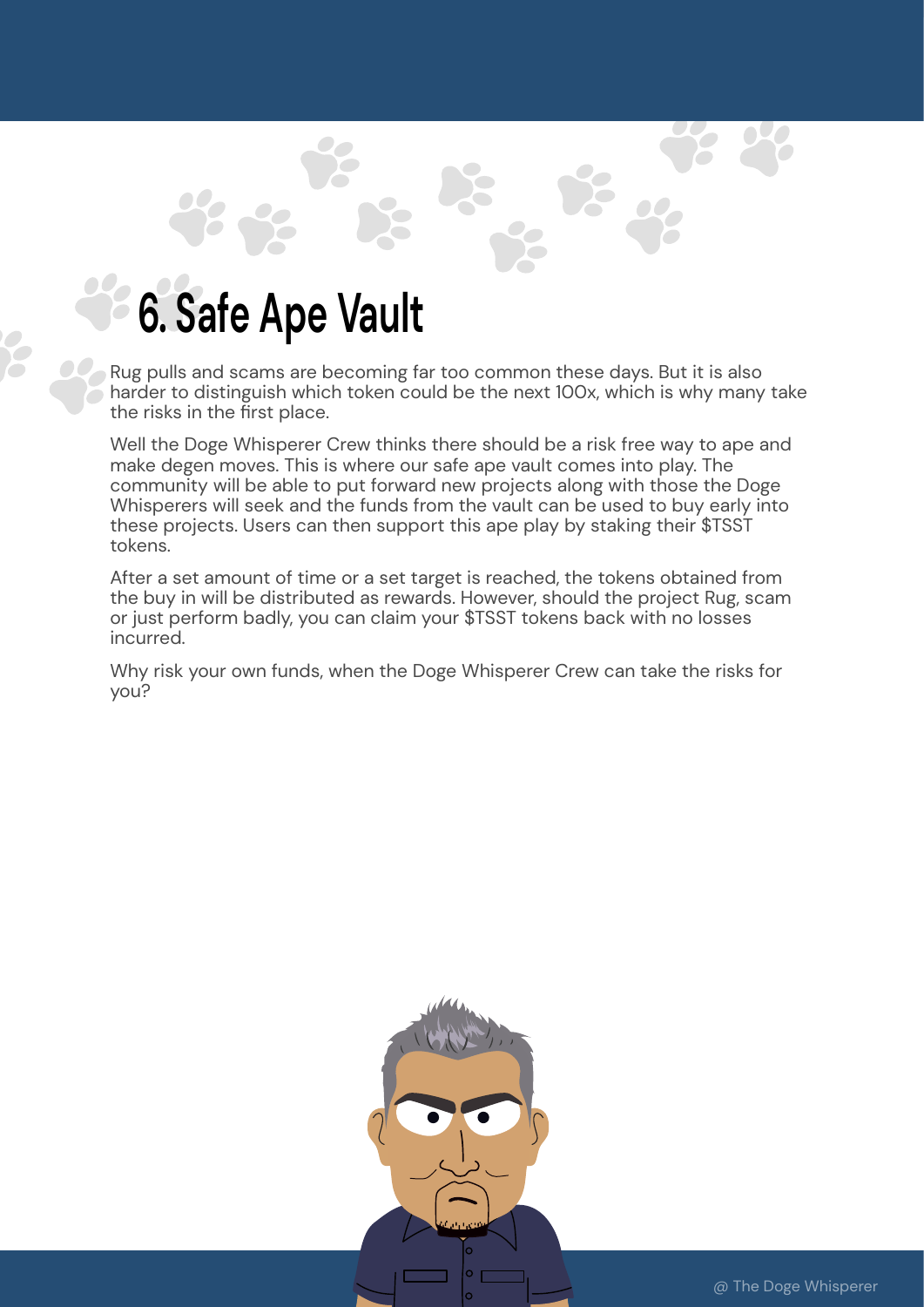# 6. Safe Ape Vault

Rug pulls and scams are becoming far too common these days. But it is also harder to distinguish which token could be the next 100x, which is why many take the risks in the first place.

Well the Doge Whisperer Crew thinks there should be a risk free way to ape and make degen moves. This is where our safe ape vault comes into play. The community will be able to put forward new projects along with those the Doge Whisperers will seek and the funds from the vault can be used to buy early into these projects. Users can then support this ape play by staking their $TSST tokens.

After a set amount of time or a set target is reached, the tokens obtained from the buy in will be distributed as rewards. However, should the project Rug, scam or just perform badly, you can claim your $TSST tokens back with no losses incurred.

Why risk your own funds, when the Doge Whisperer Crew can take the risks for you?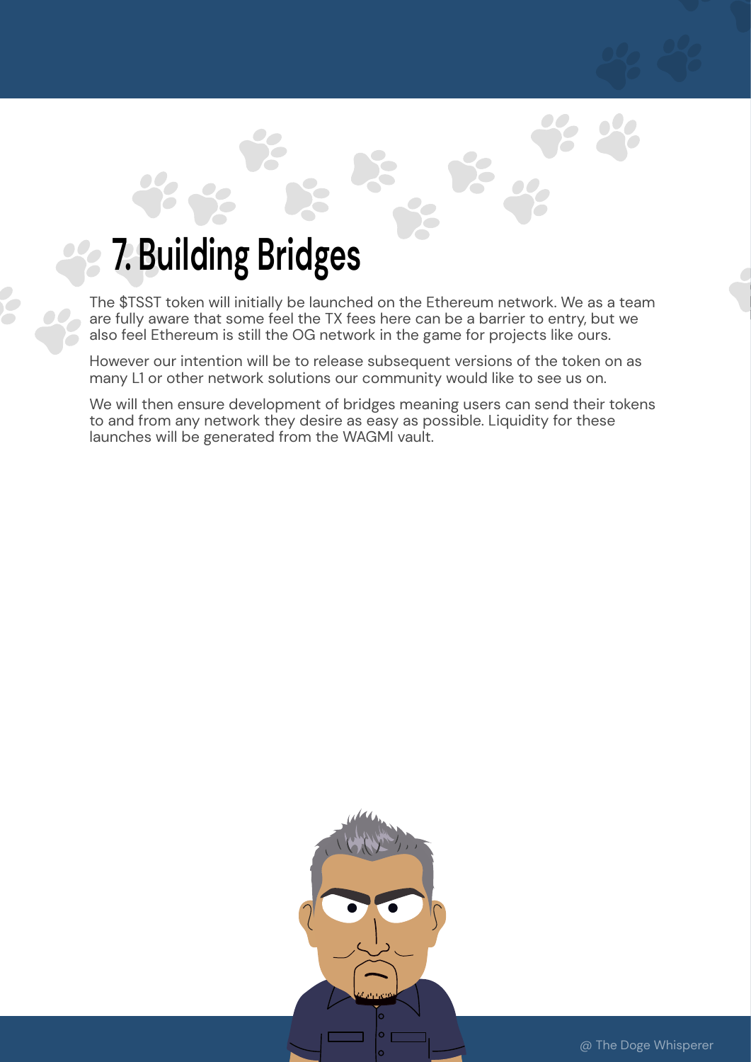# 7. Building Bridges

The $TSST token will initially be launched on the Ethereum network. We as a team are fully aware that some feel the TX fees here can be a barrier to entry, but we also feel Ethereum is still the OG network in the game for projects like ours.

However our intention will be to release subsequent versions of the token on as many L1 or other network solutions our community would like to see us on.

We will then ensure development of bridges meaning users can send their tokens to and from any network they desire as easy as possible. Liquidity for these launches will be generated from the WAGMI vault.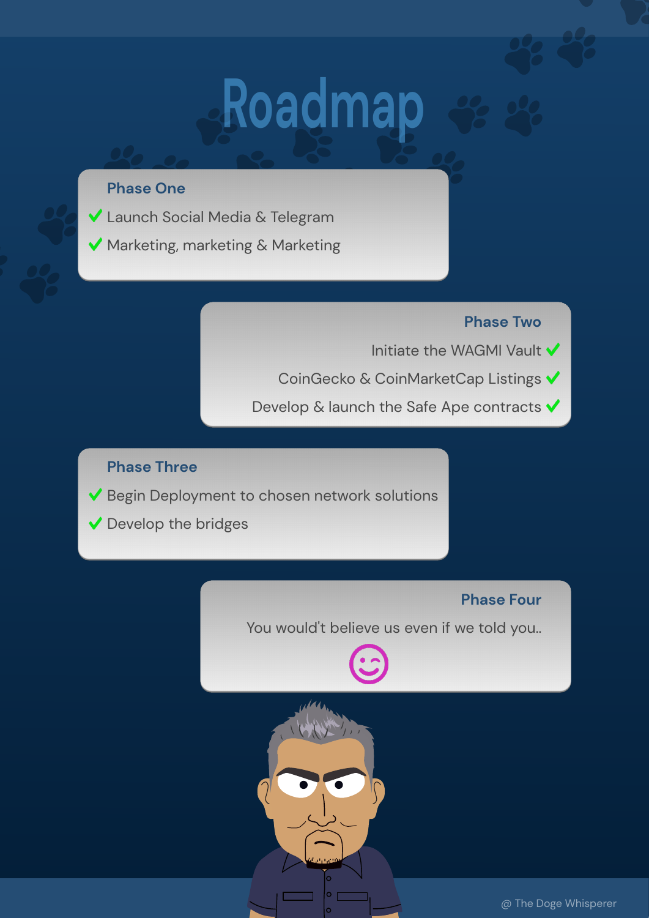# Roadmap

### Phase One

- ✓ Launch Social Media & Telegram
- ✓ Marketing, marketing & Marketing

### Phase Two

- Initiate the WAGMI Vault ✓
- CoinGecko & CoinMarketCap Listings ✓
- Develop & launch the Safe Ape contracts ✓

### Phase Three

- ✓ Begin Deployment to chosen network solutions
- ✓ Develop the bridges

### Phase Four

You would't believe us even if we told you..

😉

@ The Doge Whisperer